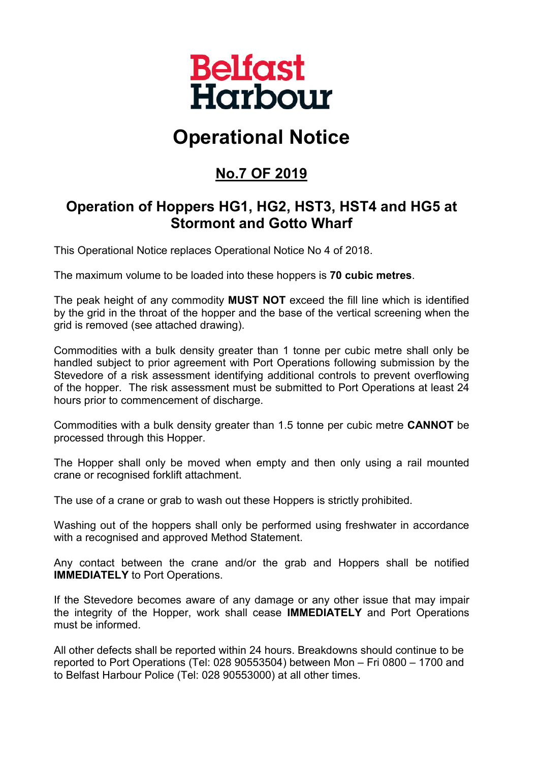Belfast Harbour

# Operational Notice

## No.7 OF 2019

## Operation of Hoppers HG1, HG2, HST3, HST4 and HG5 at Stormont and Gotto Wharf

This Operational Notice replaces Operational Notice No 4 of 2018.

The maximum volume to be loaded into these hoppers is **70 cubic metres**.

The peak height of any commodity **MUST NOT** exceed the fill line which is identified by the grid in the throat of the hopper and the base of the vertical screening when the grid is removed (see attached drawing).

Commodities with a bulk density greater than 1 tonne per cubic metre shall only be handled subject to prior agreement with Port Operations following submission by the Stevedore of a risk assessment identifying additional controls to prevent overflowing of the hopper. The risk assessment must be submitted to Port Operations at least 24 hours prior to commencement of discharge.

Commodities with a bulk density greater than 1.5 tonne per cubic metre **CANNOT** be processed through this Hopper.

The Hopper shall only be moved when empty and then only using a rail mounted crane or recognised forklift attachment.

The use of a crane or grab to wash out these Hoppers is strictly prohibited.

Washing out of the hoppers shall only be performed using freshwater in accordance with a recognised and approved Method Statement.

Any contact between the crane and/or the grab and Hoppers shall be notified **IMMEDIATELY** to Port Operations.

If the Stevedore becomes aware of any damage or any other issue that may impair the integrity of the Hopper, work shall cease **IMMEDIATELY** and Port Operations must be informed.

All other defects shall be reported within 24 hours. Breakdowns should continue to be reported to Port Operations (Tel: 028 90553504) between Mon – Fri 0800 – 1700 and to Belfast Harbour Police (Tel: 028 90553000) at all other times.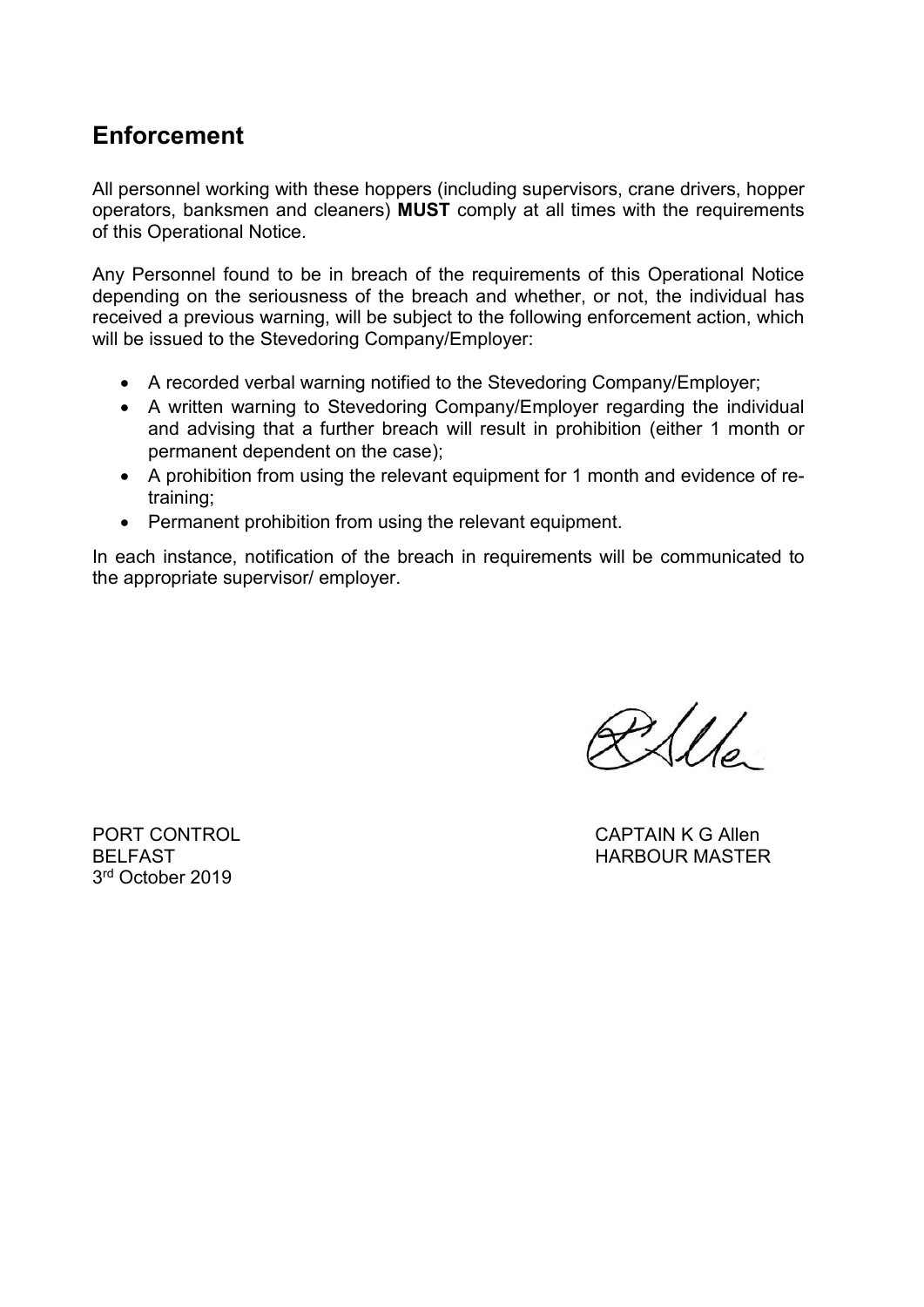## Enforcement

All personnel working with these hoppers (including supervisors, crane drivers, hopper operators, banksmen and cleaners) **MUST** comply at all times with the requirements of this Operational Notice.

Any Personnel found to be in breach of the requirements of this Operational Notice depending on the seriousness of the breach and whether, or not, the individual has received a previous warning, will be subject to the following enforcement action, which will be issued to the Stevedoring Company/Employer:

- A recorded verbal warning notified to the Stevedoring Company/Employer;
- A written warning to Stevedoring Company/Employer regarding the individual and advising that a further breach will result in prohibition (either 1 month or permanent dependent on the case);
- A prohibition from using the relevant equipment for 1 month and evidence of re-training;
- Permanent prohibition from using the relevant equipment.

In each instance, notification of the breach in requirements will be communicated to the appropriate supervisor/ employer.

PORT CONTROL
BELFAST
3rd October 2019

CAPTAIN K G Allen
HARBOUR MASTER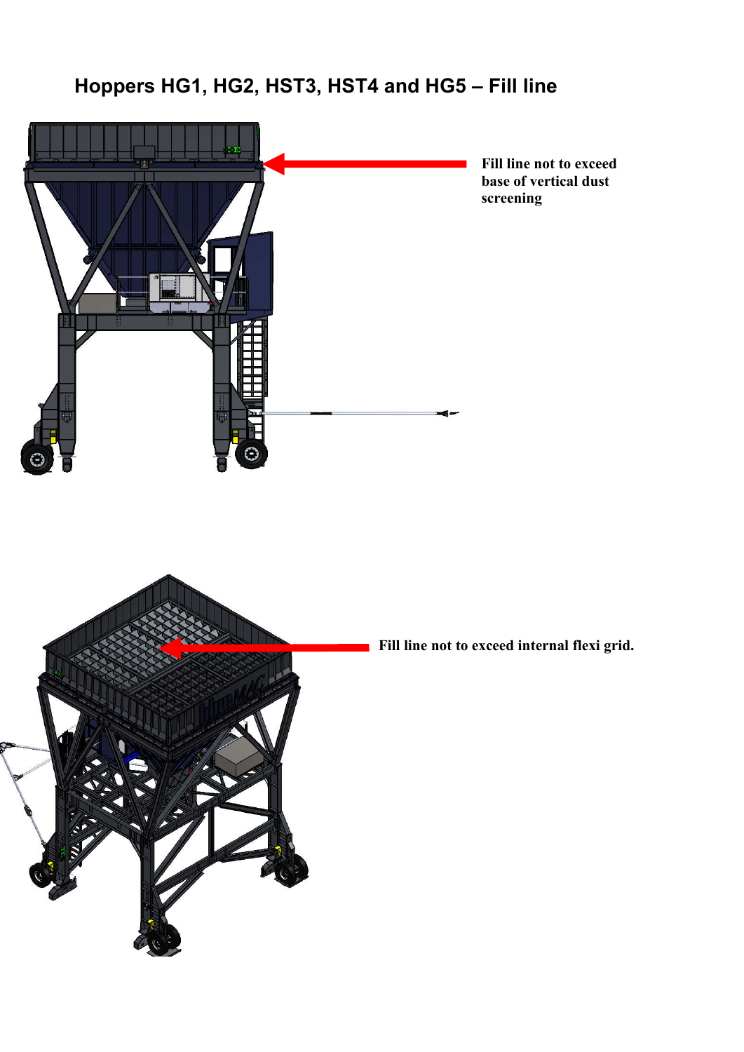## Hoppers HG1, HG2, HST3, HST4 and HG5 – Fill line

**Fill line not to exceed base of vertical dust screening**

**Fill line not to exceed internal flexi grid.**